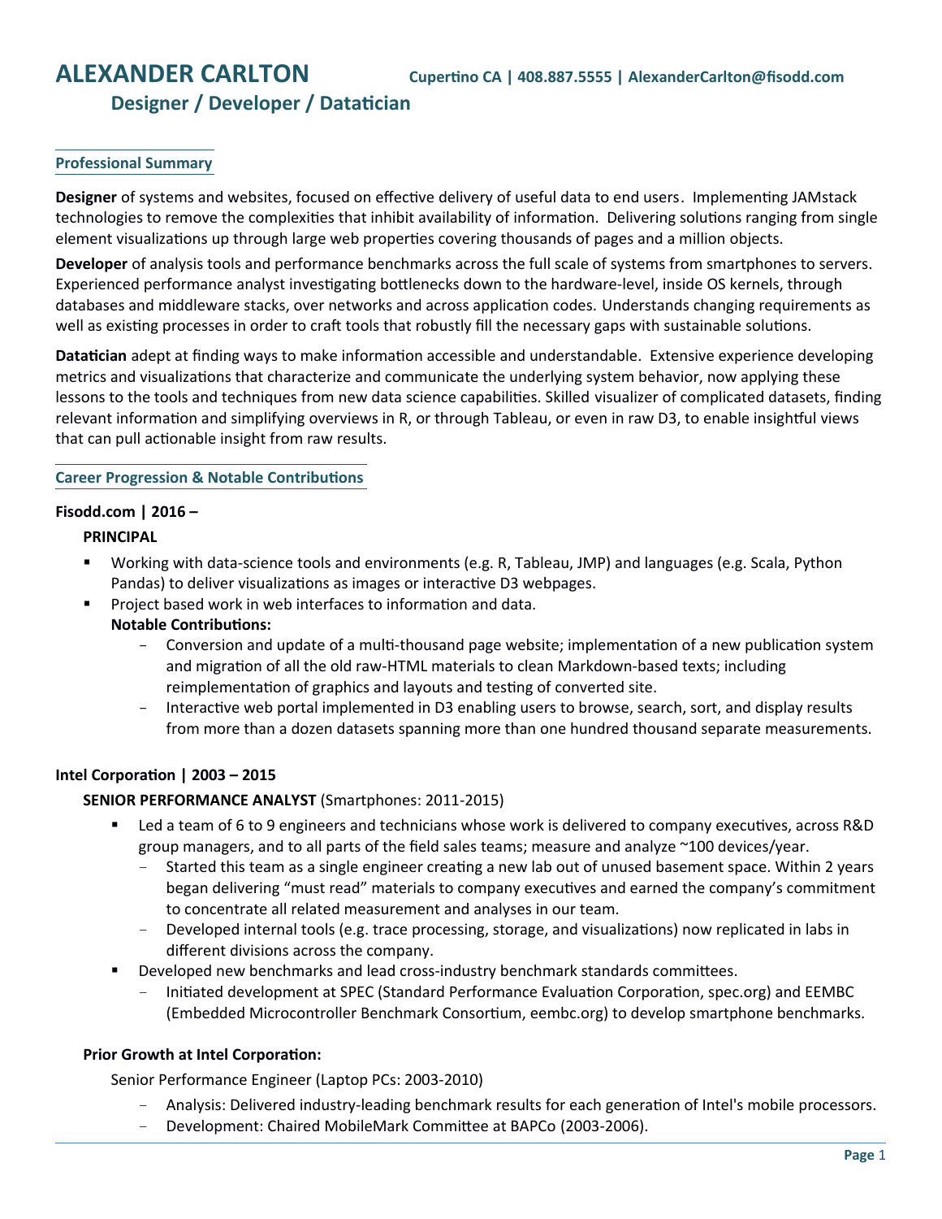# ALEXANDER CARLTON

Cupertino CA | 408.887.5555 | AlexanderCarlton@fisodd.com

## Designer / Developer / Datatician

### Professional Summary

**Designer** of systems and websites, focused on effective delivery of useful data to end users. Implementing JAMstack technologies to remove the complexities that inhibit availability of information. Delivering solutions ranging from single element visualizations up through large web properties covering thousands of pages and a million objects.

**Developer** of analysis tools and performance benchmarks across the full scale of systems from smartphones to servers. Experienced performance analyst investigating bottlenecks down to the hardware-level, inside OS kernels, through databases and middleware stacks, over networks and across application codes. Understands changing requirements as well as existing processes in order to craft tools that robustly fill the necessary gaps with sustainable solutions.

**Datatician** adept at finding ways to make information accessible and understandable. Extensive experience developing metrics and visualizations that characterize and communicate the underlying system behavior, now applying these lessons to the tools and techniques from new data science capabilities. Skilled visualizer of complicated datasets, finding relevant information and simplifying overviews in R, or through Tableau, or even in raw D3, to enable insightful views that can pull actionable insight from raw results.

### Career Progression & Notable Contributions

**Fisodd.com | 2016 –**

**PRINCIPAL**

- Working with data-science tools and environments (e.g. R, Tableau, JMP) and languages (e.g. Scala, Python Pandas) to deliver visualizations as images or interactive D3 webpages.
- Project based work in web interfaces to information and data.

  **Notable Contributions:**
  - Conversion and update of a multi-thousand page website; implementation of a new publication system and migration of all the old raw-HTML materials to clean Markdown-based texts; including reimplementation of graphics and layouts and testing of converted site.
  - Interactive web portal implemented in D3 enabling users to browse, search, sort, and display results from more than a dozen datasets spanning more than one hundred thousand separate measurements.

**Intel Corporation | 2003 – 2015**

**SENIOR PERFORMANCE ANALYST** (Smartphones: 2011-2015)

- Led a team of 6 to 9 engineers and technicians whose work is delivered to company executives, across R&D group managers, and to all parts of the field sales teams; measure and analyze ~100 devices/year.
  - Started this team as a single engineer creating a new lab out of unused basement space. Within 2 years began delivering "must read" materials to company executives and earned the company's commitment to concentrate all related measurement and analyses in our team.
  - Developed internal tools (e.g. trace processing, storage, and visualizations) now replicated in labs in different divisions across the company.
- Developed new benchmarks and lead cross-industry benchmark standards committees.
  - Initiated development at SPEC (Standard Performance Evaluation Corporation, spec.org) and EEMBC (Embedded Microcontroller Benchmark Consortium, eembc.org) to develop smartphone benchmarks.

**Prior Growth at Intel Corporation:**

Senior Performance Engineer (Laptop PCs: 2003-2010)

- Analysis: Delivered industry-leading benchmark results for each generation of Intel's mobile processors.
- Development: Chaired MobileMark Committee at BAPCo (2003-2006).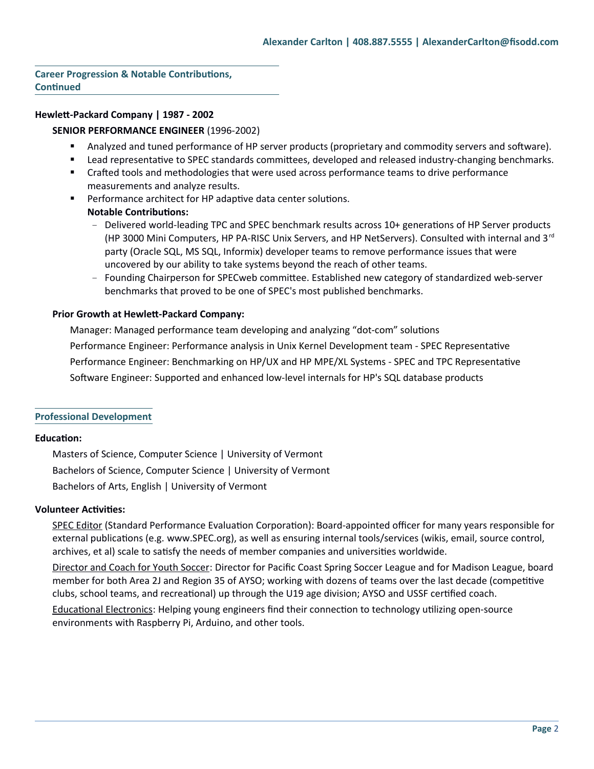## Career Progression & Notable Contributions, Continued

**Hewlett-Packard Company | 1987 - 2002**

**SENIOR PERFORMANCE ENGINEER** (1996-2002)

- Analyzed and tuned performance of HP server products (proprietary and commodity servers and software).
- Lead representative to SPEC standards committees, developed and released industry-changing benchmarks.
- Crafted tools and methodologies that were used across performance teams to drive performance measurements and analyze results.
- Performance architect for HP adaptive data center solutions.

  **Notable Contributions:**
  - Delivered world-leading TPC and SPEC benchmark results across 10+ generations of HP Server products (HP 3000 Mini Computers, HP PA-RISC Unix Servers, and HP NetServers). Consulted with internal and 3rd party (Oracle SQL, MS SQL, Informix) developer teams to remove performance issues that were uncovered by our ability to take systems beyond the reach of other teams.
  - Founding Chairperson for SPECweb committee. Established new category of standardized web-server benchmarks that proved to be one of SPEC's most published benchmarks.

**Prior Growth at Hewlett-Packard Company:**

Manager: Managed performance team developing and analyzing “dot-com” solutions

Performance Engineer: Performance analysis in Unix Kernel Development team - SPEC Representative

Performance Engineer: Benchmarking on HP/UX and HP MPE/XL Systems - SPEC and TPC Representative

Software Engineer: Supported and enhanced low-level internals for HP's SQL database products

## Professional Development

**Education:**

Masters of Science, Computer Science | University of Vermont

Bachelors of Science, Computer Science | University of Vermont

Bachelors of Arts, English | University of Vermont

**Volunteer Activities:**

SPEC Editor (Standard Performance Evaluation Corporation): Board-appointed officer for many years responsible for external publications (e.g. www.SPEC.org), as well as ensuring internal tools/services (wikis, email, source control, archives, et al) scale to satisfy the needs of member companies and universities worldwide.

Director and Coach for Youth Soccer: Director for Pacific Coast Spring Soccer League and for Madison League, board member for both Area 2J and Region 35 of AYSO; working with dozens of teams over the last decade (competitive clubs, school teams, and recreational) up through the U19 age division; AYSO and USSF certified coach.

Educational Electronics: Helping young engineers find their connection to technology utilizing open-source environments with Raspberry Pi, Arduino, and other tools.